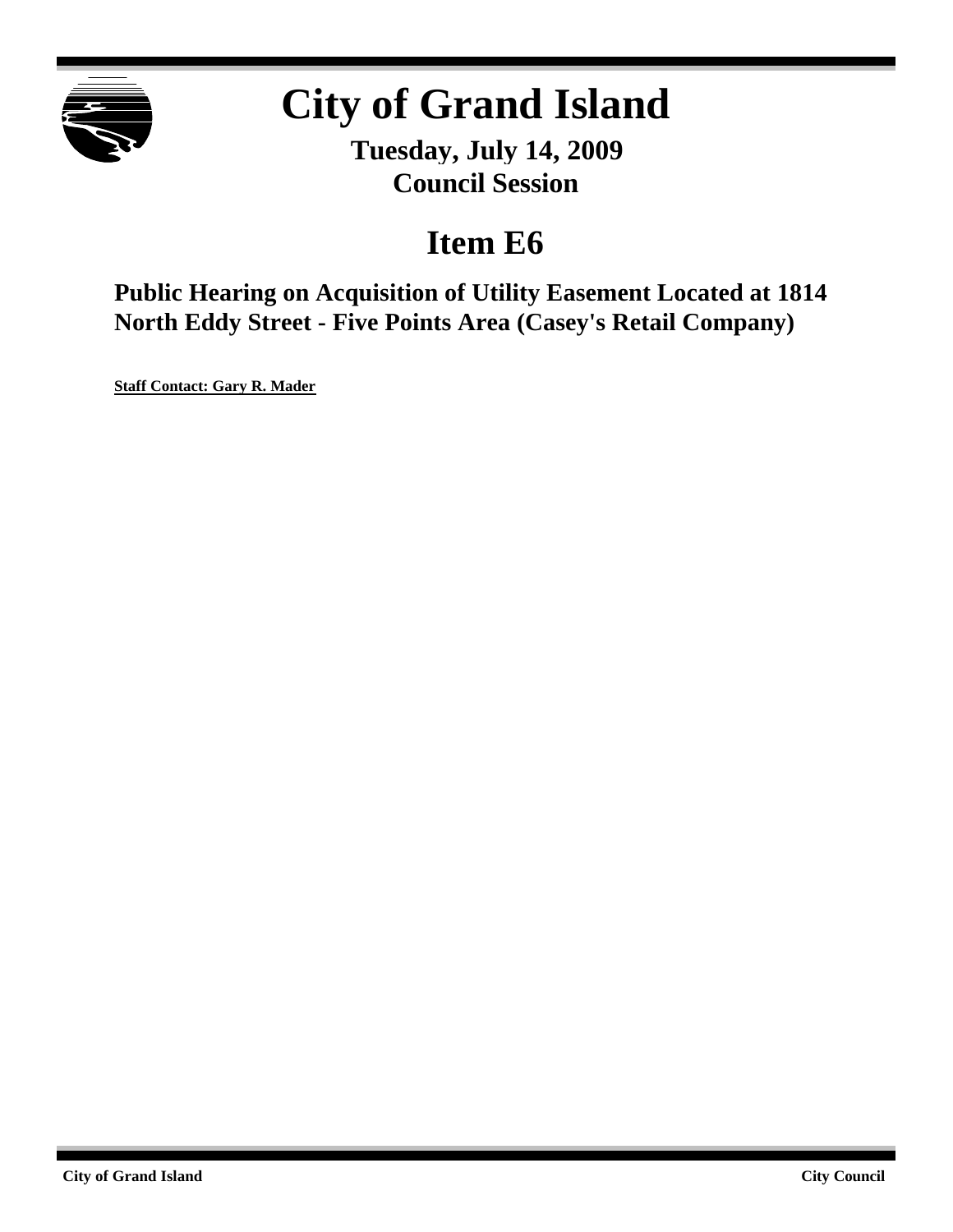# City of Grand Island

**Tuesday, July 14, 2009**
**Council Session**

## Item E6

### Public Hearing on Acquisition of Utility Easement Located at 1814 North Eddy Street - Five Points Area (Casey's Retail Company)

**Staff Contact: Gary R. Mader**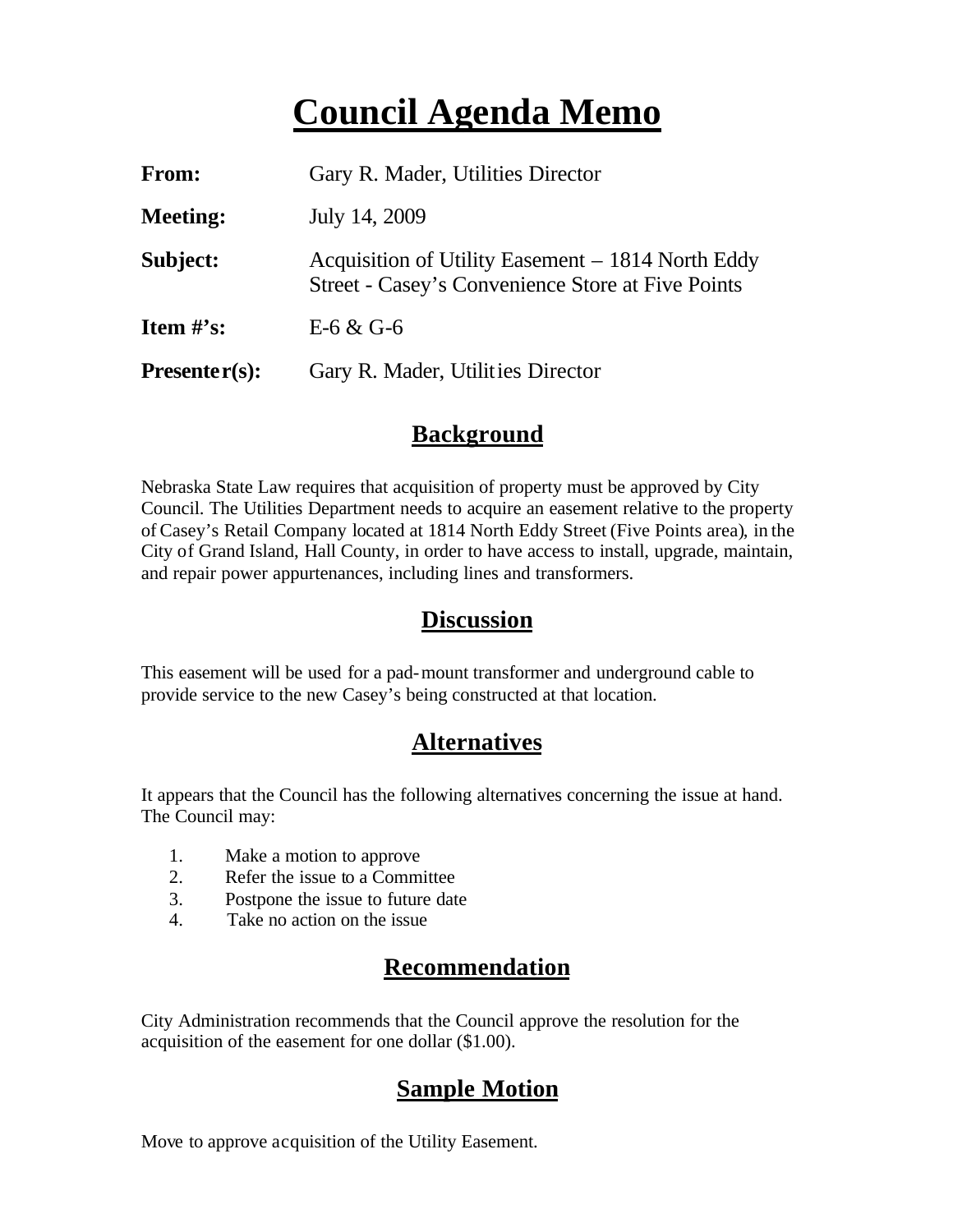# Council Agenda Memo

**From:** Gary R. Mader, Utilities Director

**Meeting:** July 14, 2009

**Subject:** Acquisition of Utility Easement – 1814 North Eddy Street - Casey's Convenience Store at Five Points

**Item #'s:** E-6 & G-6

**Presenter(s):** Gary R. Mader, Utilities Director

## Background

Nebraska State Law requires that acquisition of property must be approved by City Council. The Utilities Department needs to acquire an easement relative to the property of Casey's Retail Company located at 1814 North Eddy Street (Five Points area), in the City of Grand Island, Hall County, in order to have access to install, upgrade, maintain, and repair power appurtenances, including lines and transformers.

## Discussion

This easement will be used for a pad-mount transformer and underground cable to provide service to the new Casey's being constructed at that location.

## Alternatives

It appears that the Council has the following alternatives concerning the issue at hand. The Council may:

1. Make a motion to approve
2. Refer the issue to a Committee
3. Postpone the issue to future date
4. Take no action on the issue

## Recommendation

City Administration recommends that the Council approve the resolution for the acquisition of the easement for one dollar ($1.00).

## Sample Motion

Move to approve acquisition of the Utility Easement.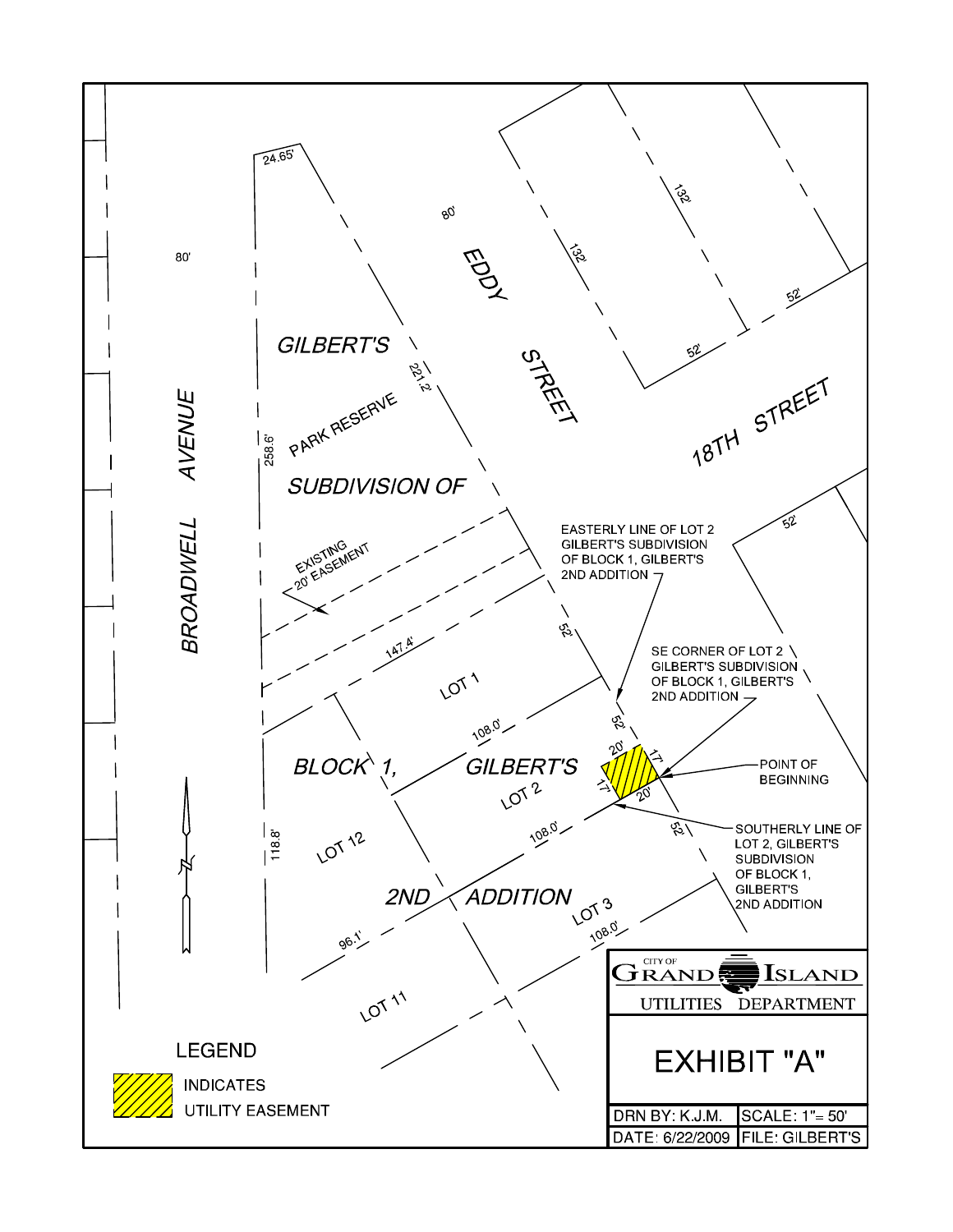24.65'

80'

80'

132'

132'

52'

52'

GILBERT'S

EDDY

STREET

221.2'

PARK RESERVE

258.6'

SUBDIVISION OF

18TH STREET

BROADWELL AVENUE

EXISTING 20' EASEMENT

52'

EASTERLY LINE OF LOT 2 GILBERT'S SUBDIVISION OF BLOCK 1, GILBERT'S 2ND ADDITION

52'

147.4'

LOT 1

SE CORNER OF LOT 2 GILBERT'S SUBDIVISION OF BLOCK 1, GILBERT'S 2ND ADDITION

108.0'

52'

20'

17'

BLOCK 1,

GILBERT'S

POINT OF BEGINNING

LOT 2

17'

20'

52'

SOUTHERLY LINE OF LOT 2, GILBERT'S SUBDIVISION OF BLOCK 1, GILBERT'S 2ND ADDITION

118.8'

LOT 12

108.0'

2ND

ADDITION

LOT 3

96.1'

108.0'

LOT 11

LEGEND

INDICATES UTILITY EASEMENT

CITY OF GRAND ISLAND

UTILITIES DEPARTMENT

# EXHIBIT "A"

| | |
|---|---|
| DRN BY: K.J.M. | SCALE: 1"= 50' |
| DATE: 6/22/2009 | FILE: GILBERT'S |